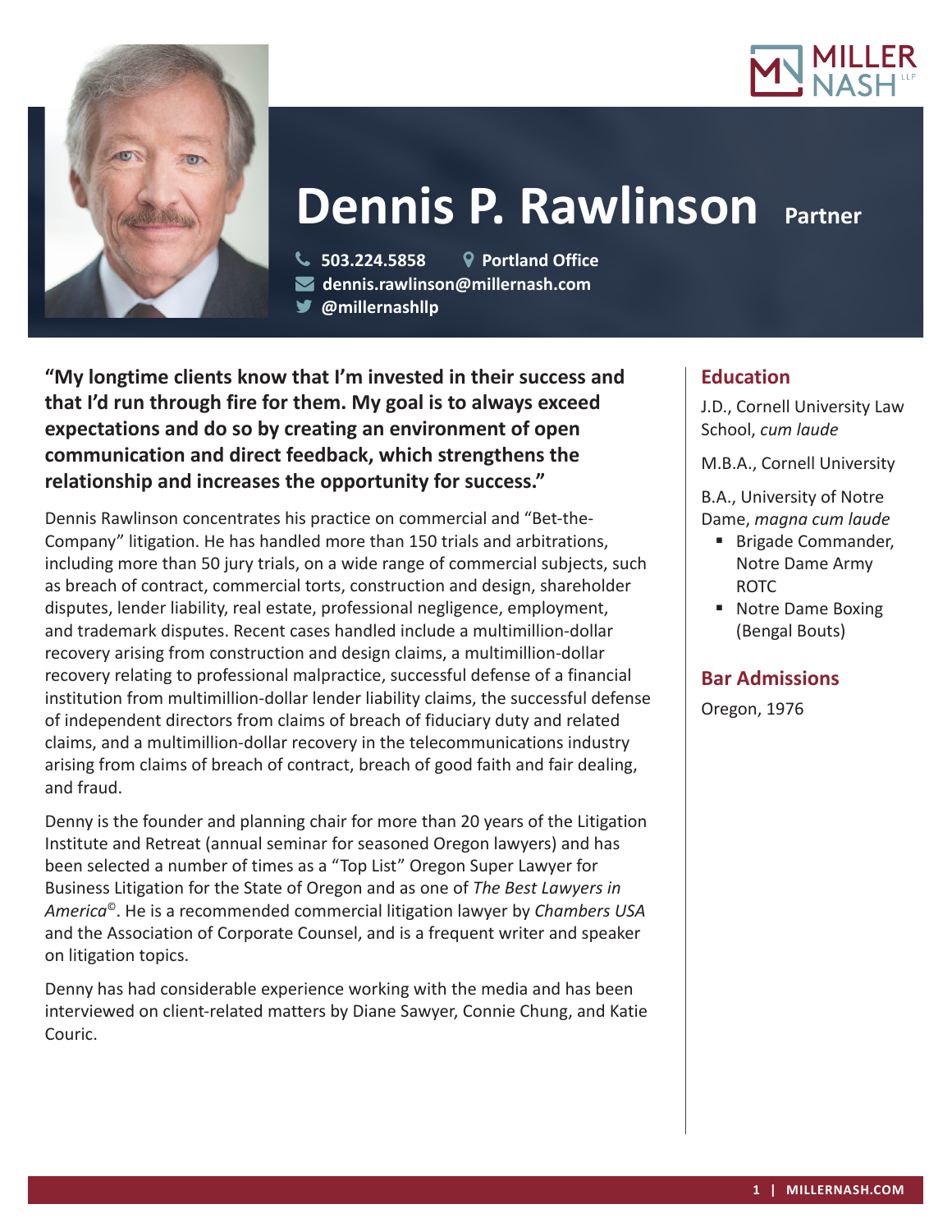# Dennis P. Rawlinson Partner

503.224.5858
Portland Office
dennis.rawlinson@millernash.com
@millernashllp

**"My longtime clients know that I'm invested in their success and that I'd run through fire for them. My goal is to always exceed expectations and do so by creating an environment of open communication and direct feedback, which strengthens the relationship and increases the opportunity for success."**

Dennis Rawlinson concentrates his practice on commercial and "Bet-the-Company" litigation. He has handled more than 150 trials and arbitrations, including more than 50 jury trials, on a wide range of commercial subjects, such as breach of contract, commercial torts, construction and design, shareholder disputes, lender liability, real estate, professional negligence, employment, and trademark disputes. Recent cases handled include a multimillion-dollar recovery arising from construction and design claims, a multimillion-dollar recovery relating to professional malpractice, successful defense of a financial institution from multimillion-dollar lender liability claims, the successful defense of independent directors from claims of breach of fiduciary duty and related claims, and a multimillion-dollar recovery in the telecommunications industry arising from claims of breach of contract, breach of good faith and fair dealing, and fraud.

Denny is the founder and planning chair for more than 20 years of the Litigation Institute and Retreat (annual seminar for seasoned Oregon lawyers) and has been selected a number of times as a "Top List" Oregon Super Lawyer for Business Litigation for the State of Oregon and as one of *The Best Lawyers in America*©. He is a recommended commercial litigation lawyer by *Chambers USA* and the Association of Corporate Counsel, and is a frequent writer and speaker on litigation topics.

Denny has had considerable experience working with the media and has been interviewed on client-related matters by Diane Sawyer, Connie Chung, and Katie Couric.

## Education

J.D., Cornell University Law School, *cum laude*

M.B.A., Cornell University

B.A., University of Notre Dame, *magna cum laude*

- Brigade Commander, Notre Dame Army ROTC
- Notre Dame Boxing (Bengal Bouts)

## Bar Admissions

Oregon, 1976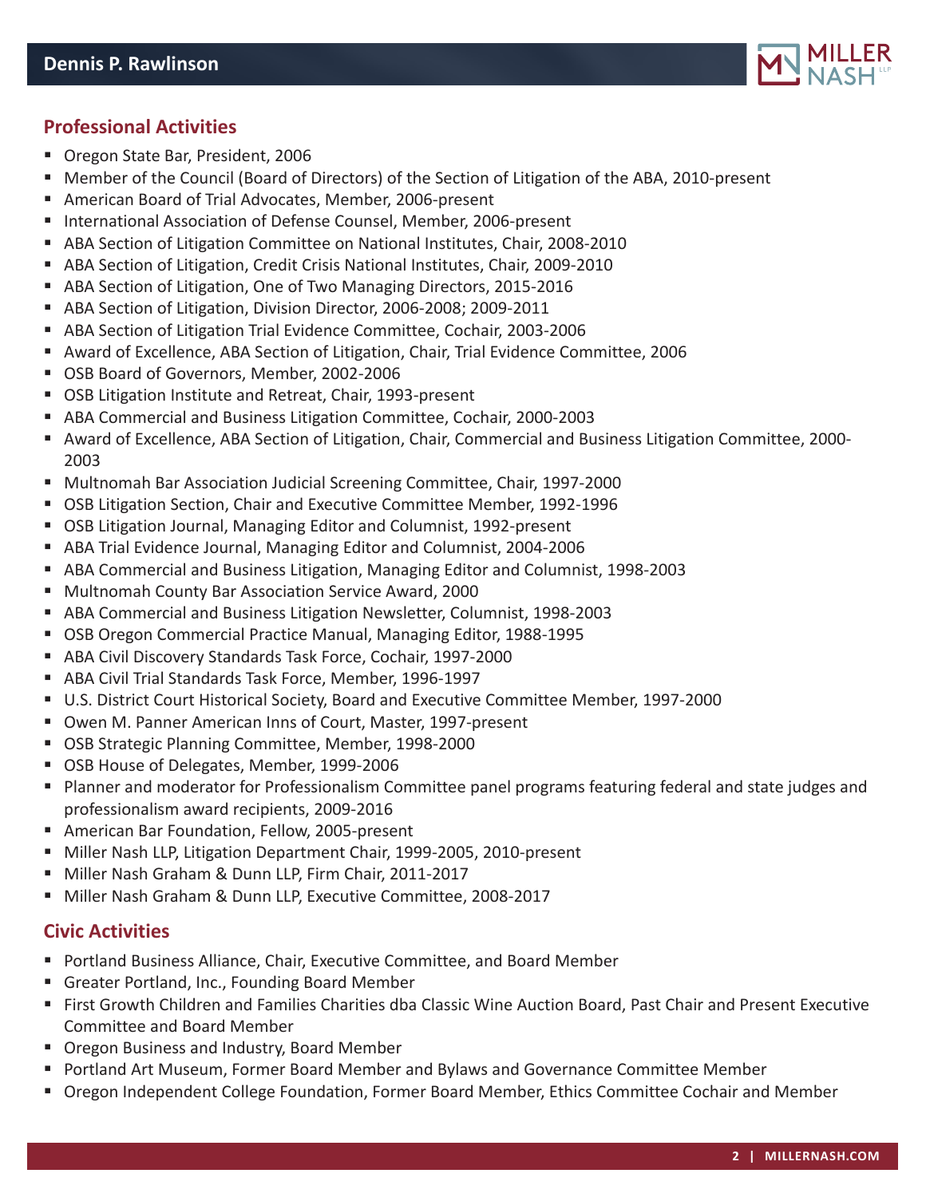## Professional Activities

- Oregon State Bar, President, 2006
- Member of the Council (Board of Directors) of the Section of Litigation of the ABA, 2010-present
- American Board of Trial Advocates, Member, 2006-present
- International Association of Defense Counsel, Member, 2006-present
- ABA Section of Litigation Committee on National Institutes, Chair, 2008-2010
- ABA Section of Litigation, Credit Crisis National Institutes, Chair, 2009-2010
- ABA Section of Litigation, One of Two Managing Directors, 2015-2016
- ABA Section of Litigation, Division Director, 2006-2008; 2009-2011
- ABA Section of Litigation Trial Evidence Committee, Cochair, 2003-2006
- Award of Excellence, ABA Section of Litigation, Chair, Trial Evidence Committee, 2006
- OSB Board of Governors, Member, 2002-2006
- OSB Litigation Institute and Retreat, Chair, 1993-present
- ABA Commercial and Business Litigation Committee, Cochair, 2000-2003
- Award of Excellence, ABA Section of Litigation, Chair, Commercial and Business Litigation Committee, 2000-2003
- Multnomah Bar Association Judicial Screening Committee, Chair, 1997-2000
- OSB Litigation Section, Chair and Executive Committee Member, 1992-1996
- OSB Litigation Journal, Managing Editor and Columnist, 1992-present
- ABA Trial Evidence Journal, Managing Editor and Columnist, 2004-2006
- ABA Commercial and Business Litigation, Managing Editor and Columnist, 1998-2003
- Multnomah County Bar Association Service Award, 2000
- ABA Commercial and Business Litigation Newsletter, Columnist, 1998-2003
- OSB Oregon Commercial Practice Manual, Managing Editor, 1988-1995
- ABA Civil Discovery Standards Task Force, Cochair, 1997-2000
- ABA Civil Trial Standards Task Force, Member, 1996-1997
- U.S. District Court Historical Society, Board and Executive Committee Member, 1997-2000
- Owen M. Panner American Inns of Court, Master, 1997-present
- OSB Strategic Planning Committee, Member, 1998-2000
- OSB House of Delegates, Member, 1999-2006
- Planner and moderator for Professionalism Committee panel programs featuring federal and state judges and professionalism award recipients, 2009-2016
- American Bar Foundation, Fellow, 2005-present
- Miller Nash LLP, Litigation Department Chair, 1999-2005, 2010-present
- Miller Nash Graham & Dunn LLP, Firm Chair, 2011-2017
- Miller Nash Graham & Dunn LLP, Executive Committee, 2008-2017

## Civic Activities

- Portland Business Alliance, Chair, Executive Committee, and Board Member
- Greater Portland, Inc., Founding Board Member
- First Growth Children and Families Charities dba Classic Wine Auction Board, Past Chair and Present Executive Committee and Board Member
- Oregon Business and Industry, Board Member
- Portland Art Museum, Former Board Member and Bylaws and Governance Committee Member
- Oregon Independent College Foundation, Former Board Member, Ethics Committee Cochair and Member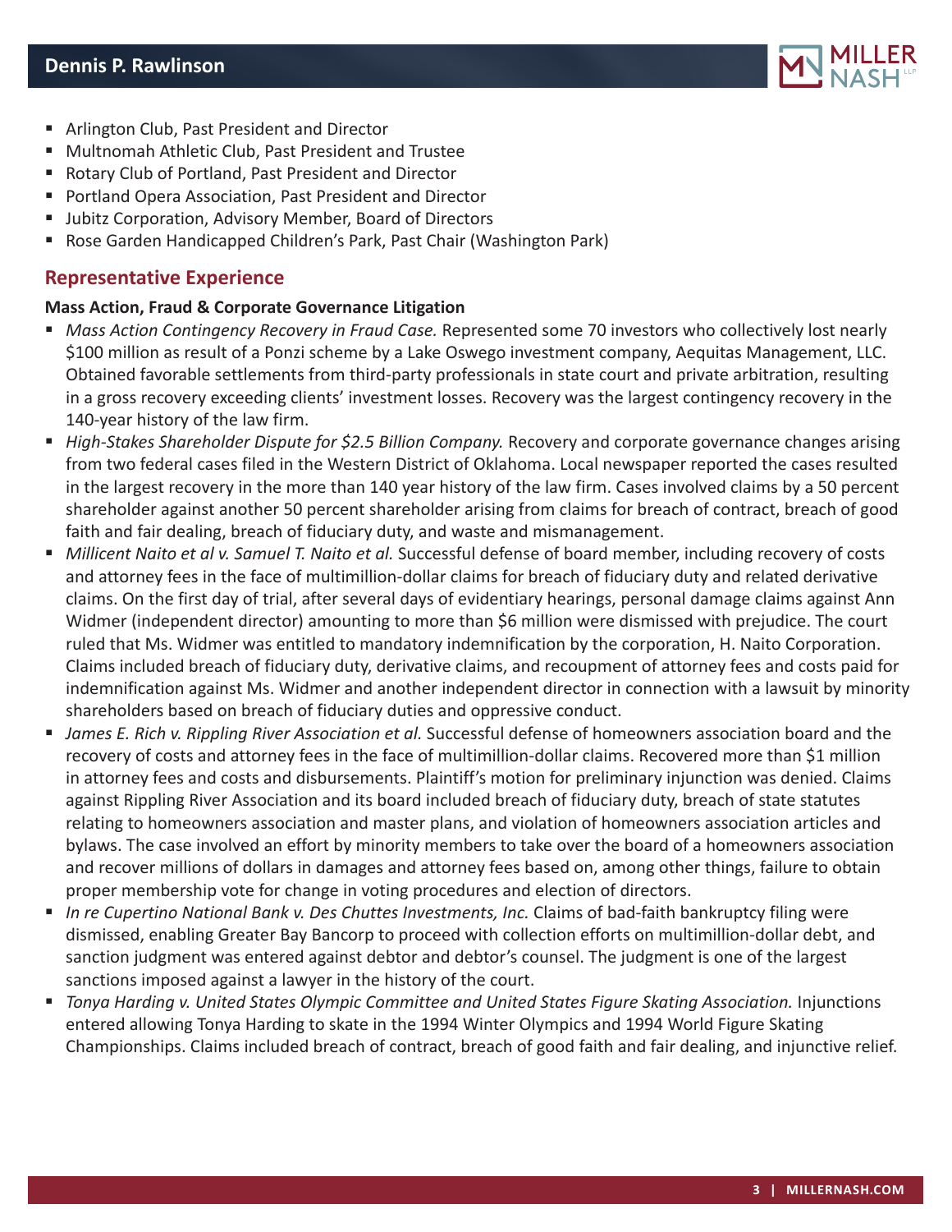- Arlington Club, Past President and Director
- Multnomah Athletic Club, Past President and Trustee
- Rotary Club of Portland, Past President and Director
- Portland Opera Association, Past President and Director
- Jubitz Corporation, Advisory Member, Board of Directors
- Rose Garden Handicapped Children's Park, Past Chair (Washington Park)

## Representative Experience

**Mass Action, Fraud & Corporate Governance Litigation**

- *Mass Action Contingency Recovery in Fraud Case.* Represented some 70 investors who collectively lost nearly $100 million as result of a Ponzi scheme by a Lake Oswego investment company, Aequitas Management, LLC. Obtained favorable settlements from third-party professionals in state court and private arbitration, resulting in a gross recovery exceeding clients' investment losses. Recovery was the largest contingency recovery in the 140-year history of the law firm.
- *High-Stakes Shareholder Dispute for $2.5 Billion Company.* Recovery and corporate governance changes arising from two federal cases filed in the Western District of Oklahoma. Local newspaper reported the cases resulted in the largest recovery in the more than 140 year history of the law firm. Cases involved claims by a 50 percent shareholder against another 50 percent shareholder arising from claims for breach of contract, breach of good faith and fair dealing, breach of fiduciary duty, and waste and mismanagement.
- *Millicent Naito et al v. Samuel T. Naito et al.* Successful defense of board member, including recovery of costs and attorney fees in the face of multimillion-dollar claims for breach of fiduciary duty and related derivative claims. On the first day of trial, after several days of evidentiary hearings, personal damage claims against Ann Widmer (independent director) amounting to more than $6 million were dismissed with prejudice. The court ruled that Ms. Widmer was entitled to mandatory indemnification by the corporation, H. Naito Corporation. Claims included breach of fiduciary duty, derivative claims, and recoupment of attorney fees and costs paid for indemnification against Ms. Widmer and another independent director in connection with a lawsuit by minority shareholders based on breach of fiduciary duties and oppressive conduct.
- *James E. Rich v. Rippling River Association et al.* Successful defense of homeowners association board and the recovery of costs and attorney fees in the face of multimillion-dollar claims. Recovered more than $1 million in attorney fees and costs and disbursements. Plaintiff's motion for preliminary injunction was denied. Claims against Rippling River Association and its board included breach of fiduciary duty, breach of state statutes relating to homeowners association and master plans, and violation of homeowners association articles and bylaws. The case involved an effort by minority members to take over the board of a homeowners association and recover millions of dollars in damages and attorney fees based on, among other things, failure to obtain proper membership vote for change in voting procedures and election of directors.
- *In re Cupertino National Bank v. Des Chuttes Investments, Inc.* Claims of bad-faith bankruptcy filing were dismissed, enabling Greater Bay Bancorp to proceed with collection efforts on multimillion-dollar debt, and sanction judgment was entered against debtor and debtor's counsel. The judgment is one of the largest sanctions imposed against a lawyer in the history of the court.
- *Tonya Harding v. United States Olympic Committee and United States Figure Skating Association.* Injunctions entered allowing Tonya Harding to skate in the 1994 Winter Olympics and 1994 World Figure Skating Championships. Claims included breach of contract, breach of good faith and fair dealing, and injunctive relief.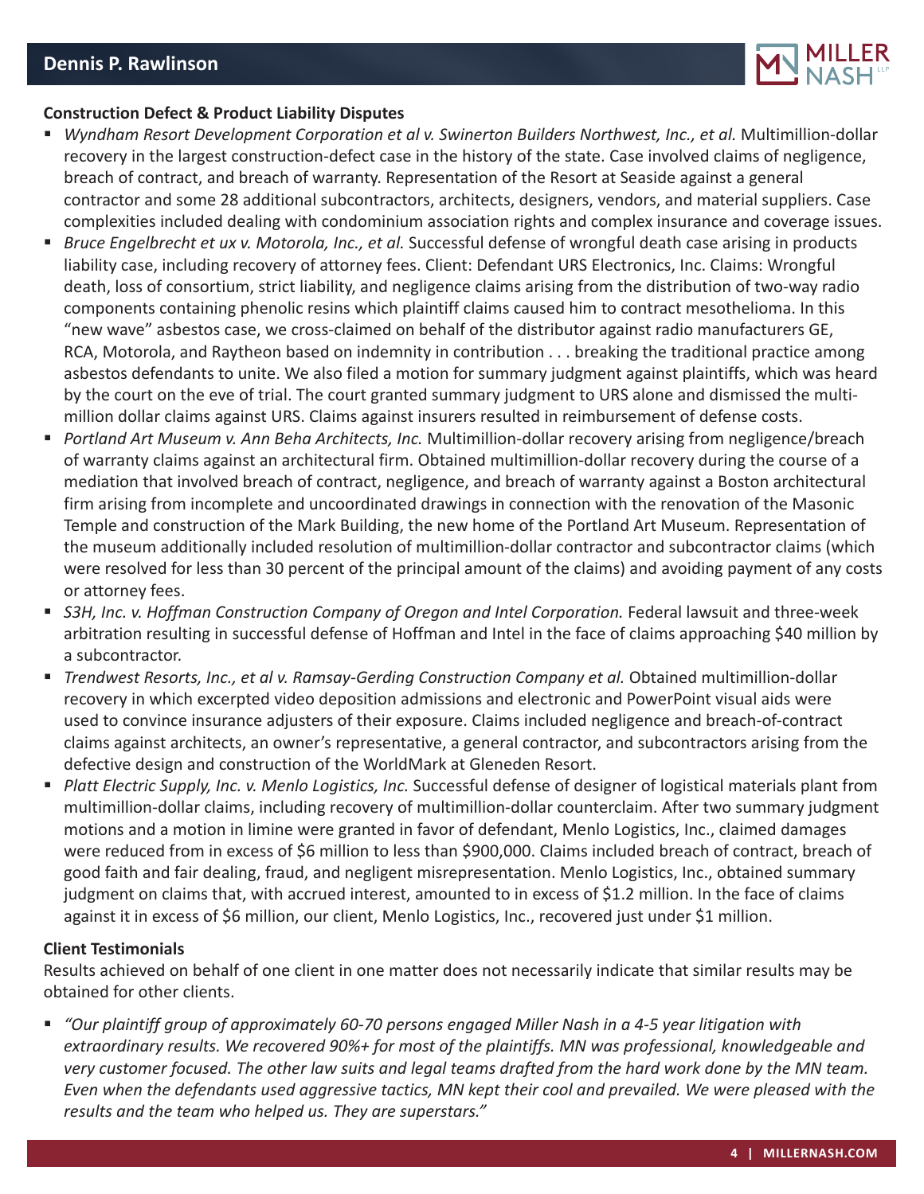**Construction Defect & Product Liability Disputes**

- *Wyndham Resort Development Corporation et al v. Swinerton Builders Northwest, Inc., et al.* Multimillion-dollar recovery in the largest construction-defect case in the history of the state. Case involved claims of negligence, breach of contract, and breach of warranty. Representation of the Resort at Seaside against a general contractor and some 28 additional subcontractors, architects, designers, vendors, and material suppliers. Case complexities included dealing with condominium association rights and complex insurance and coverage issues.
- *Bruce Engelbrecht et ux v. Motorola, Inc., et al.* Successful defense of wrongful death case arising in products liability case, including recovery of attorney fees. Client: Defendant URS Electronics, Inc. Claims: Wrongful death, loss of consortium, strict liability, and negligence claims arising from the distribution of two-way radio components containing phenolic resins which plaintiff claims caused him to contract mesothelioma. In this "new wave" asbestos case, we cross-claimed on behalf of the distributor against radio manufacturers GE, RCA, Motorola, and Raytheon based on indemnity in contribution . . . breaking the traditional practice among asbestos defendants to unite. We also filed a motion for summary judgment against plaintiffs, which was heard by the court on the eve of trial. The court granted summary judgment to URS alone and dismissed the multi-million dollar claims against URS. Claims against insurers resulted in reimbursement of defense costs.
- *Portland Art Museum v. Ann Beha Architects, Inc.* Multimillion-dollar recovery arising from negligence/breach of warranty claims against an architectural firm. Obtained multimillion-dollar recovery during the course of a mediation that involved breach of contract, negligence, and breach of warranty against a Boston architectural firm arising from incomplete and uncoordinated drawings in connection with the renovation of the Masonic Temple and construction of the Mark Building, the new home of the Portland Art Museum. Representation of the museum additionally included resolution of multimillion-dollar contractor and subcontractor claims (which were resolved for less than 30 percent of the principal amount of the claims) and avoiding payment of any costs or attorney fees.
- *S3H, Inc. v. Hoffman Construction Company of Oregon and Intel Corporation.* Federal lawsuit and three-week arbitration resulting in successful defense of Hoffman and Intel in the face of claims approaching $40 million by a subcontractor.
- *Trendwest Resorts, Inc., et al v. Ramsay-Gerding Construction Company et al.* Obtained multimillion-dollar recovery in which excerpted video deposition admissions and electronic and PowerPoint visual aids were used to convince insurance adjusters of their exposure. Claims included negligence and breach-of-contract claims against architects, an owner's representative, a general contractor, and subcontractors arising from the defective design and construction of the WorldMark at Gleneden Resort.
- *Platt Electric Supply, Inc. v. Menlo Logistics, Inc.* Successful defense of designer of logistical materials plant from multimillion-dollar claims, including recovery of multimillion-dollar counterclaim. After two summary judgment motions and a motion in limine were granted in favor of defendant, Menlo Logistics, Inc., claimed damages were reduced from in excess of $6 million to less than $900,000. Claims included breach of contract, breach of good faith and fair dealing, fraud, and negligent misrepresentation. Menlo Logistics, Inc., obtained summary judgment on claims that, with accrued interest, amounted to in excess of $1.2 million. In the face of claims against it in excess of $6 million, our client, Menlo Logistics, Inc., recovered just under $1 million.

**Client Testimonials**

Results achieved on behalf of one client in one matter does not necessarily indicate that similar results may be obtained for other clients.

- *"Our plaintiff group of approximately 60-70 persons engaged Miller Nash in a 4-5 year litigation with extraordinary results. We recovered 90%+ for most of the plaintiffs. MN was professional, knowledgeable and very customer focused. The other law suits and legal teams drafted from the hard work done by the MN team. Even when the defendants used aggressive tactics, MN kept their cool and prevailed. We were pleased with the results and the team who helped us. They are superstars."*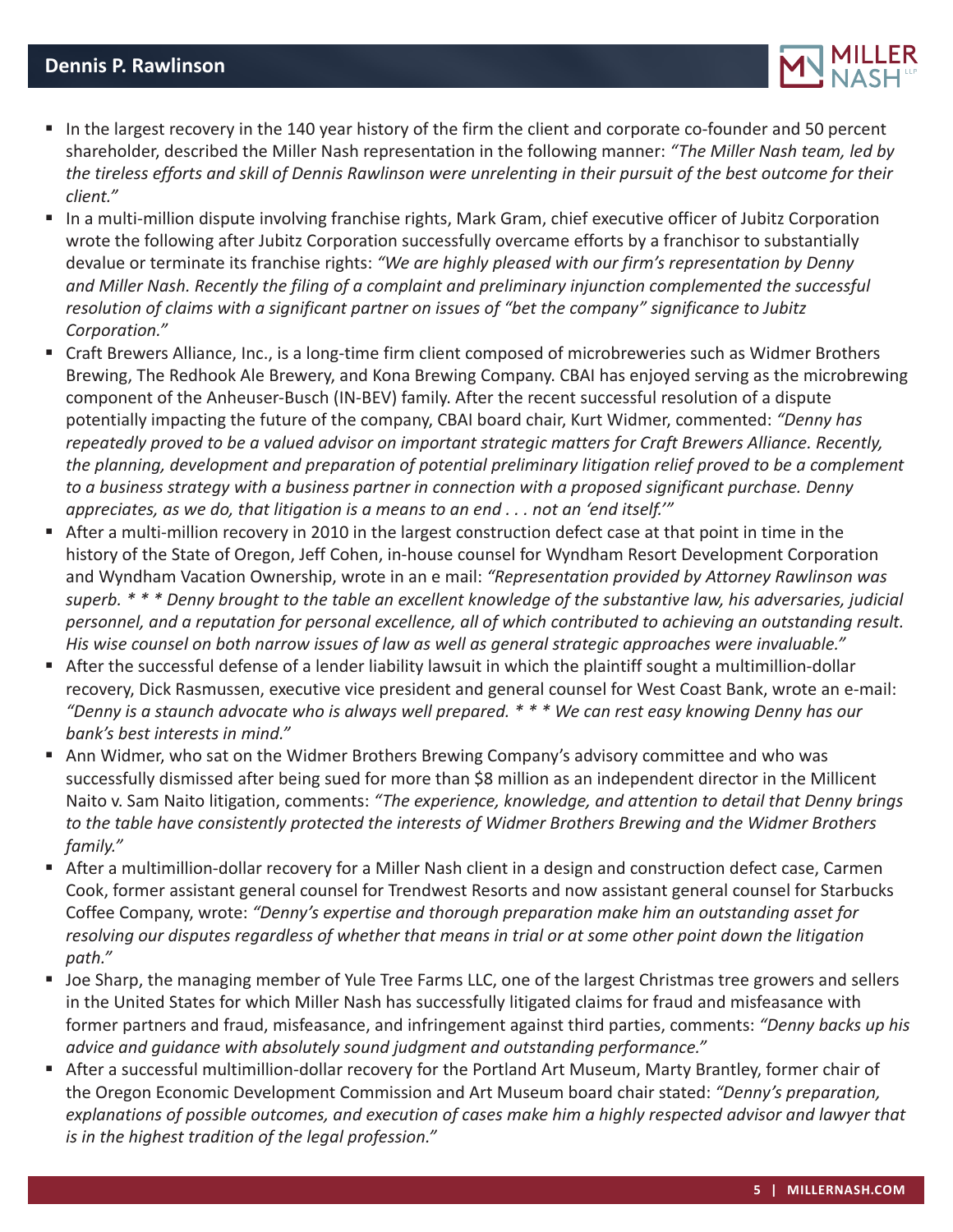- In the largest recovery in the 140 year history of the firm the client and corporate co-founder and 50 percent shareholder, described the Miller Nash representation in the following manner: *"The Miller Nash team, led by the tireless efforts and skill of Dennis Rawlinson were unrelenting in their pursuit of the best outcome for their client."*
- In a multi-million dispute involving franchise rights, Mark Gram, chief executive officer of Jubitz Corporation wrote the following after Jubitz Corporation successfully overcame efforts by a franchisor to substantially devalue or terminate its franchise rights: *"We are highly pleased with our firm's representation by Denny and Miller Nash. Recently the filing of a complaint and preliminary injunction complemented the successful resolution of claims with a significant partner on issues of "bet the company" significance to Jubitz Corporation."*
- Craft Brewers Alliance, Inc., is a long-time firm client composed of microbreweries such as Widmer Brothers Brewing, The Redhook Ale Brewery, and Kona Brewing Company. CBAI has enjoyed serving as the microbrewing component of the Anheuser-Busch (IN-BEV) family. After the recent successful resolution of a dispute potentially impacting the future of the company, CBAI board chair, Kurt Widmer, commented: *"Denny has repeatedly proved to be a valued advisor on important strategic matters for Craft Brewers Alliance. Recently, the planning, development and preparation of potential preliminary litigation relief proved to be a complement to a business strategy with a business partner in connection with a proposed significant purchase. Denny appreciates, as we do, that litigation is a means to an end . . . not an 'end itself.'"*
- After a multi-million recovery in 2010 in the largest construction defect case at that point in time in the history of the State of Oregon, Jeff Cohen, in-house counsel for Wyndham Resort Development Corporation and Wyndham Vacation Ownership, wrote in an e mail: *"Representation provided by Attorney Rawlinson was superb. * * * Denny brought to the table an excellent knowledge of the substantive law, his adversaries, judicial personnel, and a reputation for personal excellence, all of which contributed to achieving an outstanding result. His wise counsel on both narrow issues of law as well as general strategic approaches were invaluable."*
- After the successful defense of a lender liability lawsuit in which the plaintiff sought a multimillion-dollar recovery, Dick Rasmussen, executive vice president and general counsel for West Coast Bank, wrote an e-mail: *"Denny is a staunch advocate who is always well prepared. * * * We can rest easy knowing Denny has our bank's best interests in mind."*
- Ann Widmer, who sat on the Widmer Brothers Brewing Company's advisory committee and who was successfully dismissed after being sued for more than $8 million as an independent director in the Millicent Naito v. Sam Naito litigation, comments: *"The experience, knowledge, and attention to detail that Denny brings to the table have consistently protected the interests of Widmer Brothers Brewing and the Widmer Brothers family."*
- After a multimillion-dollar recovery for a Miller Nash client in a design and construction defect case, Carmen Cook, former assistant general counsel for Trendwest Resorts and now assistant general counsel for Starbucks Coffee Company, wrote: *"Denny's expertise and thorough preparation make him an outstanding asset for resolving our disputes regardless of whether that means in trial or at some other point down the litigation path."*
- Joe Sharp, the managing member of Yule Tree Farms LLC, one of the largest Christmas tree growers and sellers in the United States for which Miller Nash has successfully litigated claims for fraud and misfeasance with former partners and fraud, misfeasance, and infringement against third parties, comments: *"Denny backs up his advice and guidance with absolutely sound judgment and outstanding performance."*
- After a successful multimillion-dollar recovery for the Portland Art Museum, Marty Brantley, former chair of the Oregon Economic Development Commission and Art Museum board chair stated: *"Denny's preparation, explanations of possible outcomes, and execution of cases make him a highly respected advisor and lawyer that is in the highest tradition of the legal profession."*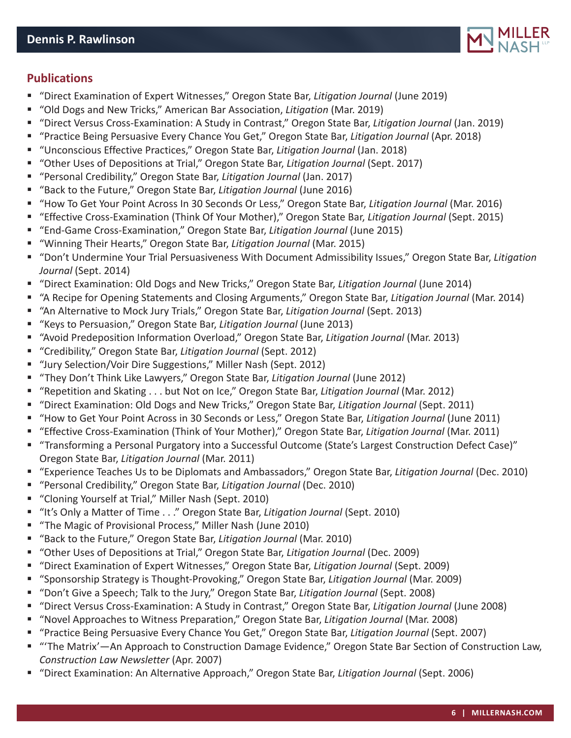## Publications

- "Direct Examination of Expert Witnesses," Oregon State Bar, *Litigation Journal* (June 2019)
- "Old Dogs and New Tricks," American Bar Association, *Litigation* (Mar. 2019)
- "Direct Versus Cross-Examination: A Study in Contrast," Oregon State Bar, *Litigation Journal* (Jan. 2019)
- "Practice Being Persuasive Every Chance You Get," Oregon State Bar, *Litigation Journal* (Apr. 2018)
- "Unconscious Effective Practices," Oregon State Bar, *Litigation Journal* (Jan. 2018)
- "Other Uses of Depositions at Trial," Oregon State Bar, *Litigation Journal* (Sept. 2017)
- "Personal Credibility," Oregon State Bar, *Litigation Journal* (Jan. 2017)
- "Back to the Future," Oregon State Bar, *Litigation Journal* (June 2016)
- "How To Get Your Point Across In 30 Seconds Or Less," Oregon State Bar, *Litigation Journal* (Mar. 2016)
- "Effective Cross-Examination (Think Of Your Mother)," Oregon State Bar, *Litigation Journal* (Sept. 2015)
- "End-Game Cross-Examination," Oregon State Bar, *Litigation Journal* (June 2015)
- "Winning Their Hearts," Oregon State Bar, *Litigation Journal* (Mar. 2015)
- "Don't Undermine Your Trial Persuasiveness With Document Admissibility Issues," Oregon State Bar, *Litigation Journal* (Sept. 2014)
- "Direct Examination: Old Dogs and New Tricks," Oregon State Bar, *Litigation Journal* (June 2014)
- "A Recipe for Opening Statements and Closing Arguments," Oregon State Bar, *Litigation Journal* (Mar. 2014)
- "An Alternative to Mock Jury Trials," Oregon State Bar, *Litigation Journal* (Sept. 2013)
- "Keys to Persuasion," Oregon State Bar, *Litigation Journal* (June 2013)
- "Avoid Predeposition Information Overload," Oregon State Bar, *Litigation Journal* (Mar. 2013)
- "Credibility," Oregon State Bar, *Litigation Journal* (Sept. 2012)
- "Jury Selection/Voir Dire Suggestions," Miller Nash (Sept. 2012)
- "They Don't Think Like Lawyers," Oregon State Bar, *Litigation Journal* (June 2012)
- "Repetition and Skating . . . but Not on Ice," Oregon State Bar, *Litigation Journal* (Mar. 2012)
- "Direct Examination: Old Dogs and New Tricks," Oregon State Bar, *Litigation Journal* (Sept. 2011)
- "How to Get Your Point Across in 30 Seconds or Less," Oregon State Bar, *Litigation Journal* (June 2011)
- "Effective Cross-Examination (Think of Your Mother)," Oregon State Bar, *Litigation Journal* (Mar. 2011)
- "Transforming a Personal Purgatory into a Successful Outcome (State's Largest Construction Defect Case)" Oregon State Bar, *Litigation Journal* (Mar. 2011)
- "Experience Teaches Us to be Diplomats and Ambassadors," Oregon State Bar, *Litigation Journal* (Dec. 2010)
- "Personal Credibility," Oregon State Bar, *Litigation Journal* (Dec. 2010)
- "Cloning Yourself at Trial," Miller Nash (Sept. 2010)
- "It's Only a Matter of Time . . ." Oregon State Bar, *Litigation Journal* (Sept. 2010)
- "The Magic of Provisional Process," Miller Nash (June 2010)
- "Back to the Future," Oregon State Bar, *Litigation Journal* (Mar. 2010)
- "Other Uses of Depositions at Trial," Oregon State Bar, *Litigation Journal* (Dec. 2009)
- "Direct Examination of Expert Witnesses," Oregon State Bar, *Litigation Journal* (Sept. 2009)
- "Sponsorship Strategy is Thought-Provoking," Oregon State Bar, *Litigation Journal* (Mar. 2009)
- "Don't Give a Speech; Talk to the Jury," Oregon State Bar, *Litigation Journal* (Sept. 2008)
- "Direct Versus Cross-Examination: A Study in Contrast," Oregon State Bar, *Litigation Journal* (June 2008)
- "Novel Approaches to Witness Preparation," Oregon State Bar, *Litigation Journal* (Mar. 2008)
- "Practice Being Persuasive Every Chance You Get," Oregon State Bar, *Litigation Journal* (Sept. 2007)
- "'The Matrix'—An Approach to Construction Damage Evidence," Oregon State Bar Section of Construction Law, *Construction Law Newsletter* (Apr. 2007)
- "Direct Examination: An Alternative Approach," Oregon State Bar, *Litigation Journal* (Sept. 2006)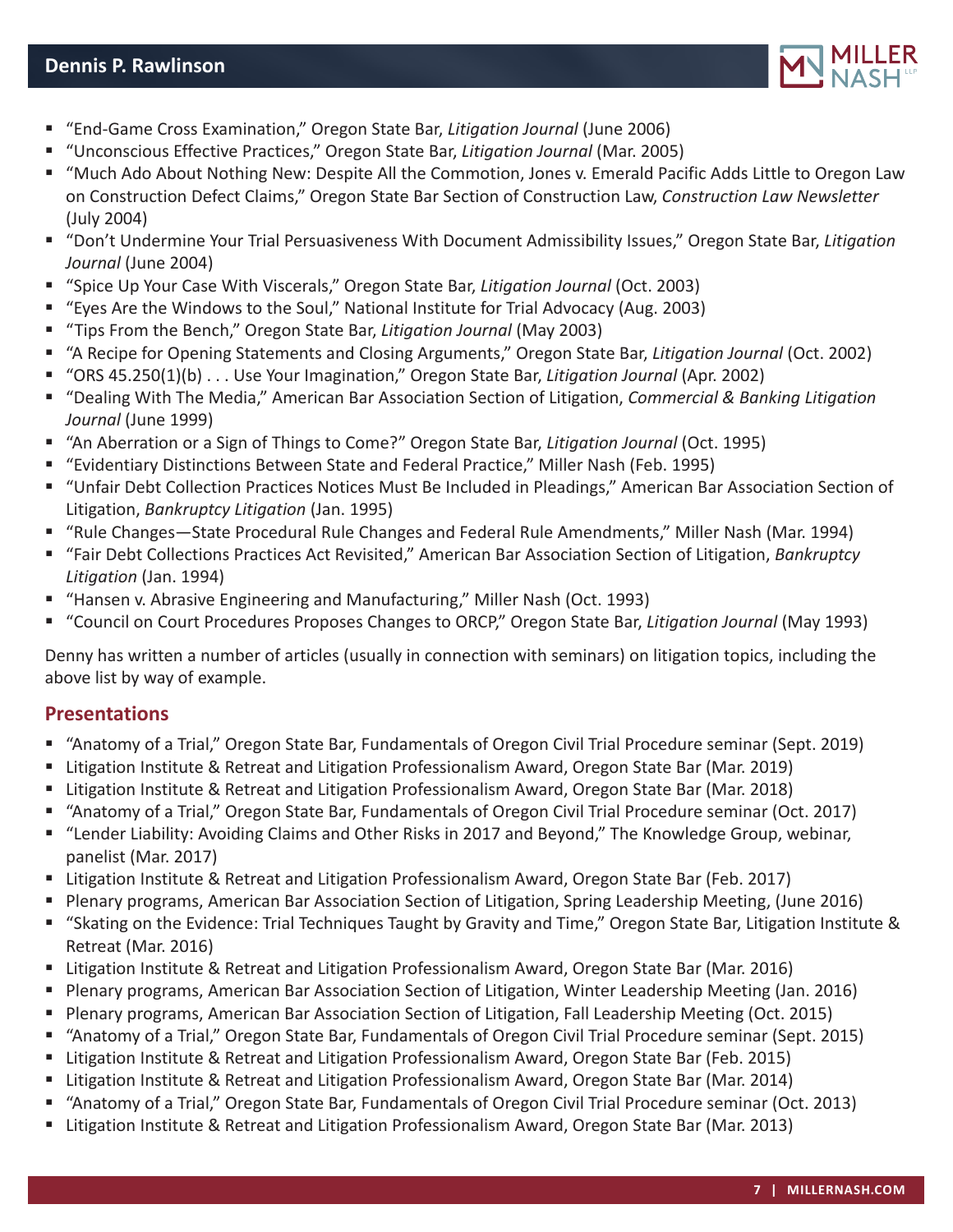- "End-Game Cross Examination," Oregon State Bar, *Litigation Journal* (June 2006)
- "Unconscious Effective Practices," Oregon State Bar, *Litigation Journal* (Mar. 2005)
- "Much Ado About Nothing New: Despite All the Commotion, Jones v. Emerald Pacific Adds Little to Oregon Law on Construction Defect Claims," Oregon State Bar Section of Construction Law, *Construction Law Newsletter* (July 2004)
- "Don't Undermine Your Trial Persuasiveness With Document Admissibility Issues," Oregon State Bar, *Litigation Journal* (June 2004)
- "Spice Up Your Case With Viscerals," Oregon State Bar, *Litigation Journal* (Oct. 2003)
- "Eyes Are the Windows to the Soul," National Institute for Trial Advocacy (Aug. 2003)
- "Tips From the Bench," Oregon State Bar, *Litigation Journal* (May 2003)
- "A Recipe for Opening Statements and Closing Arguments," Oregon State Bar, *Litigation Journal* (Oct. 2002)
- "ORS 45.250(1)(b) . . . Use Your Imagination," Oregon State Bar, *Litigation Journal* (Apr. 2002)
- "Dealing With The Media," American Bar Association Section of Litigation, *Commercial & Banking Litigation Journal* (June 1999)
- "An Aberration or a Sign of Things to Come?" Oregon State Bar, *Litigation Journal* (Oct. 1995)
- "Evidentiary Distinctions Between State and Federal Practice," Miller Nash (Feb. 1995)
- "Unfair Debt Collection Practices Notices Must Be Included in Pleadings," American Bar Association Section of Litigation, *Bankruptcy Litigation* (Jan. 1995)
- "Rule Changes—State Procedural Rule Changes and Federal Rule Amendments," Miller Nash (Mar. 1994)
- "Fair Debt Collections Practices Act Revisited," American Bar Association Section of Litigation, *Bankruptcy Litigation* (Jan. 1994)
- "Hansen v. Abrasive Engineering and Manufacturing," Miller Nash (Oct. 1993)
- "Council on Court Procedures Proposes Changes to ORCP," Oregon State Bar, *Litigation Journal* (May 1993)

Denny has written a number of articles (usually in connection with seminars) on litigation topics, including the above list by way of example.

## Presentations

- "Anatomy of a Trial," Oregon State Bar, Fundamentals of Oregon Civil Trial Procedure seminar (Sept. 2019)
- Litigation Institute & Retreat and Litigation Professionalism Award, Oregon State Bar (Mar. 2019)
- Litigation Institute & Retreat and Litigation Professionalism Award, Oregon State Bar (Mar. 2018)
- "Anatomy of a Trial," Oregon State Bar, Fundamentals of Oregon Civil Trial Procedure seminar (Oct. 2017)
- "Lender Liability: Avoiding Claims and Other Risks in 2017 and Beyond," The Knowledge Group, webinar, panelist (Mar. 2017)
- Litigation Institute & Retreat and Litigation Professionalism Award, Oregon State Bar (Feb. 2017)
- Plenary programs, American Bar Association Section of Litigation, Spring Leadership Meeting, (June 2016)
- "Skating on the Evidence: Trial Techniques Taught by Gravity and Time," Oregon State Bar, Litigation Institute & Retreat (Mar. 2016)
- Litigation Institute & Retreat and Litigation Professionalism Award, Oregon State Bar (Mar. 2016)
- Plenary programs, American Bar Association Section of Litigation, Winter Leadership Meeting (Jan. 2016)
- Plenary programs, American Bar Association Section of Litigation, Fall Leadership Meeting (Oct. 2015)
- "Anatomy of a Trial," Oregon State Bar, Fundamentals of Oregon Civil Trial Procedure seminar (Sept. 2015)
- Litigation Institute & Retreat and Litigation Professionalism Award, Oregon State Bar (Feb. 2015)
- Litigation Institute & Retreat and Litigation Professionalism Award, Oregon State Bar (Mar. 2014)
- "Anatomy of a Trial," Oregon State Bar, Fundamentals of Oregon Civil Trial Procedure seminar (Oct. 2013)
- Litigation Institute & Retreat and Litigation Professionalism Award, Oregon State Bar (Mar. 2013)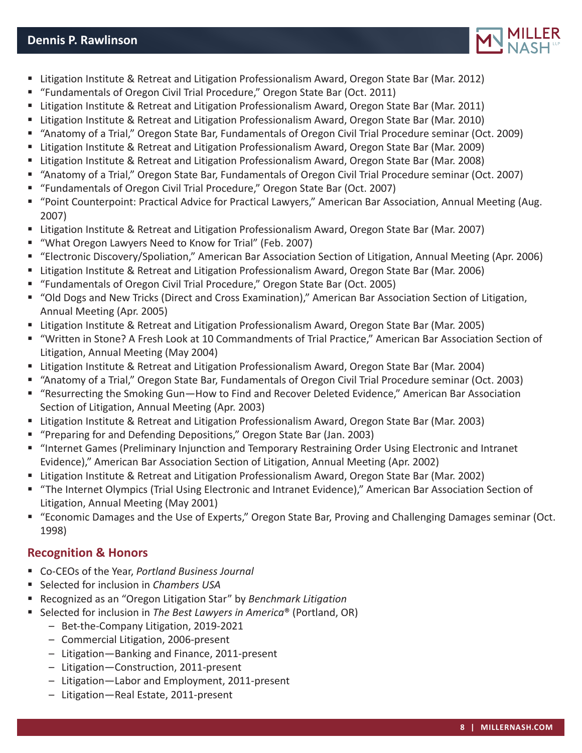- Litigation Institute & Retreat and Litigation Professionalism Award, Oregon State Bar (Mar. 2012)
- "Fundamentals of Oregon Civil Trial Procedure," Oregon State Bar (Oct. 2011)
- Litigation Institute & Retreat and Litigation Professionalism Award, Oregon State Bar (Mar. 2011)
- Litigation Institute & Retreat and Litigation Professionalism Award, Oregon State Bar (Mar. 2010)
- "Anatomy of a Trial," Oregon State Bar, Fundamentals of Oregon Civil Trial Procedure seminar (Oct. 2009)
- Litigation Institute & Retreat and Litigation Professionalism Award, Oregon State Bar (Mar. 2009)
- Litigation Institute & Retreat and Litigation Professionalism Award, Oregon State Bar (Mar. 2008)
- "Anatomy of a Trial," Oregon State Bar, Fundamentals of Oregon Civil Trial Procedure seminar (Oct. 2007)
- "Fundamentals of Oregon Civil Trial Procedure," Oregon State Bar (Oct. 2007)
- "Point Counterpoint: Practical Advice for Practical Lawyers," American Bar Association, Annual Meeting (Aug. 2007)
- Litigation Institute & Retreat and Litigation Professionalism Award, Oregon State Bar (Mar. 2007)
- "What Oregon Lawyers Need to Know for Trial" (Feb. 2007)
- "Electronic Discovery/Spoliation," American Bar Association Section of Litigation, Annual Meeting (Apr. 2006)
- Litigation Institute & Retreat and Litigation Professionalism Award, Oregon State Bar (Mar. 2006)
- "Fundamentals of Oregon Civil Trial Procedure," Oregon State Bar (Oct. 2005)
- "Old Dogs and New Tricks (Direct and Cross Examination)," American Bar Association Section of Litigation, Annual Meeting (Apr. 2005)
- Litigation Institute & Retreat and Litigation Professionalism Award, Oregon State Bar (Mar. 2005)
- "Written in Stone? A Fresh Look at 10 Commandments of Trial Practice," American Bar Association Section of Litigation, Annual Meeting (May 2004)
- Litigation Institute & Retreat and Litigation Professionalism Award, Oregon State Bar (Mar. 2004)
- "Anatomy of a Trial," Oregon State Bar, Fundamentals of Oregon Civil Trial Procedure seminar (Oct. 2003)
- "Resurrecting the Smoking Gun—How to Find and Recover Deleted Evidence," American Bar Association Section of Litigation, Annual Meeting (Apr. 2003)
- Litigation Institute & Retreat and Litigation Professionalism Award, Oregon State Bar (Mar. 2003)
- "Preparing for and Defending Depositions," Oregon State Bar (Jan. 2003)
- "Internet Games (Preliminary Injunction and Temporary Restraining Order Using Electronic and Intranet Evidence)," American Bar Association Section of Litigation, Annual Meeting (Apr. 2002)
- Litigation Institute & Retreat and Litigation Professionalism Award, Oregon State Bar (Mar. 2002)
- "The Internet Olympics (Trial Using Electronic and Intranet Evidence)," American Bar Association Section of Litigation, Annual Meeting (May 2001)
- "Economic Damages and the Use of Experts," Oregon State Bar, Proving and Challenging Damages seminar (Oct. 1998)

## Recognition & Honors

- Co-CEOs of the Year, *Portland Business Journal*
- Selected for inclusion in *Chambers USA*
- Recognized as an "Oregon Litigation Star" by *Benchmark Litigation*
- Selected for inclusion in *The Best Lawyers in America*® (Portland, OR)
  - Bet-the-Company Litigation, 2019-2021
  - Commercial Litigation, 2006-present
  - Litigation—Banking and Finance, 2011-present
  - Litigation—Construction, 2011-present
  - Litigation—Labor and Employment, 2011-present
  - Litigation—Real Estate, 2011-present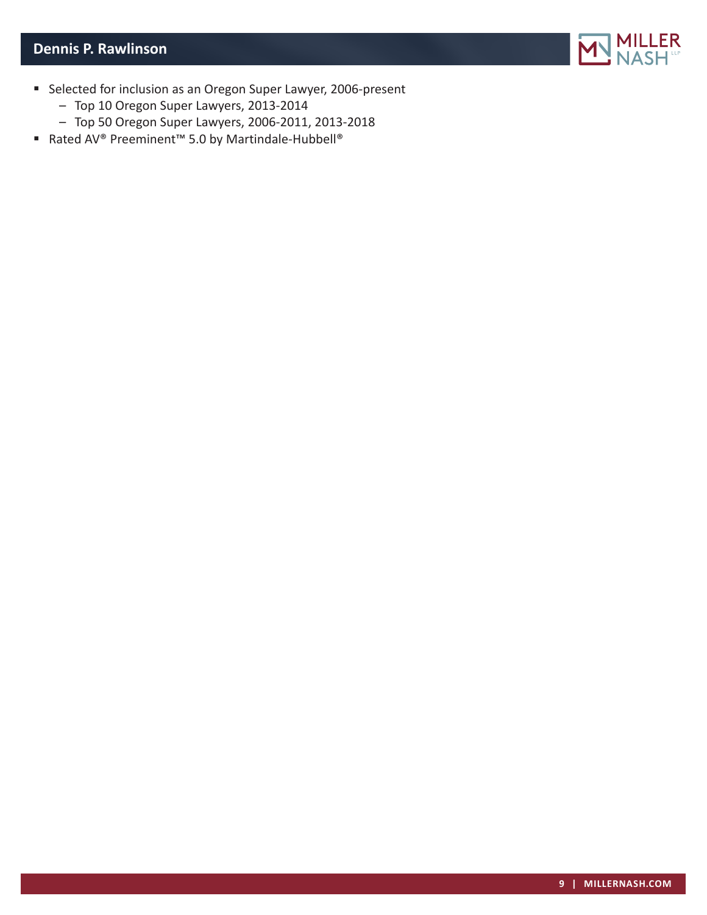- Selected for inclusion as an Oregon Super Lawyer, 2006-present
  - Top 10 Oregon Super Lawyers, 2013-2014
  - Top 50 Oregon Super Lawyers, 2006-2011, 2013-2018
- Rated AV® Preeminent™ 5.0 by Martindale-Hubbell®